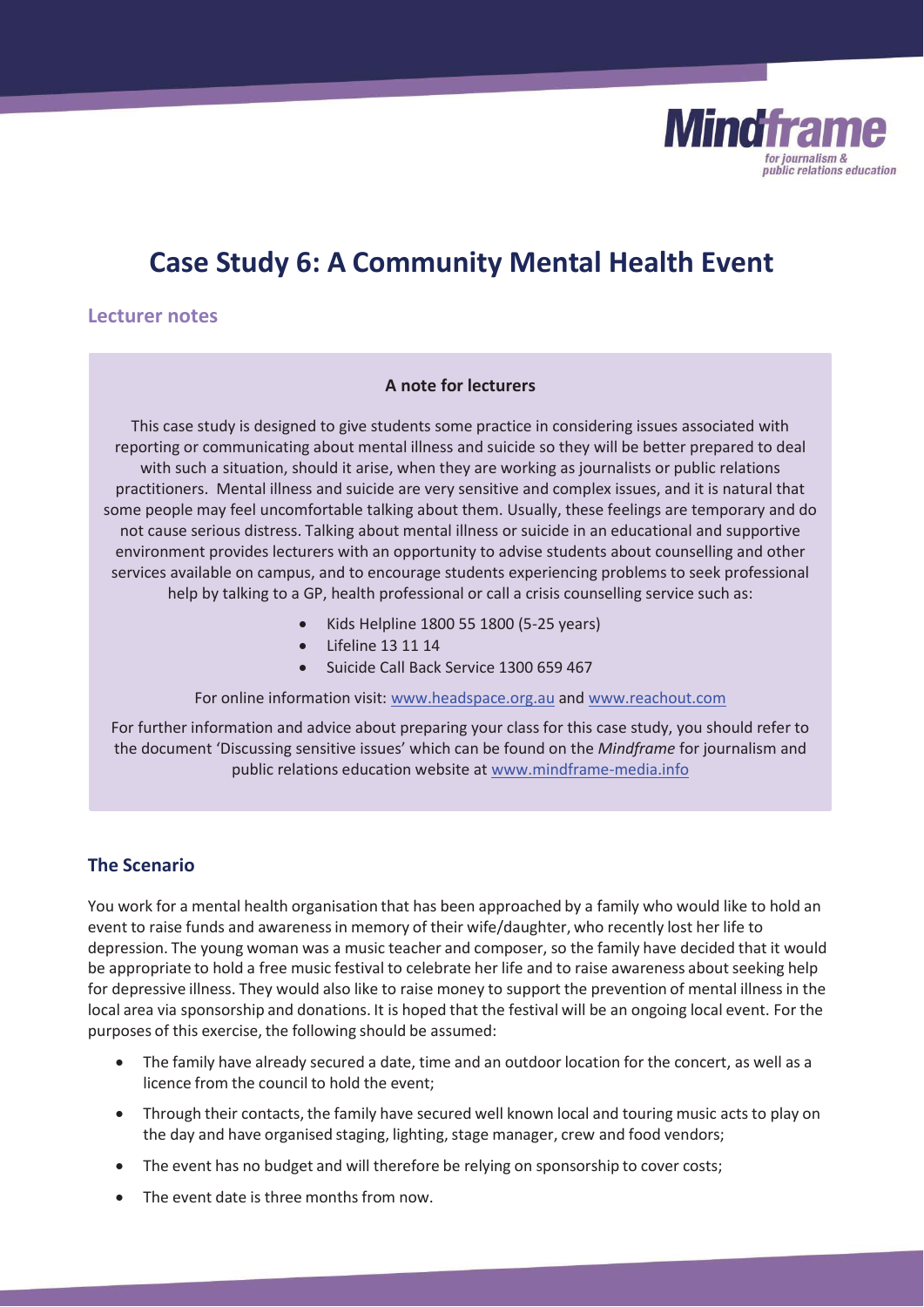# Case Study 6: A Community Mental Health Event

## Lecturer notes

**A note for lecturers**

This case study is designed to give students some practice in considering issues associated with reporting or communicating about mental illness and suicide so they will be better prepared to deal with such a situation, should it arise, when they are working as journalists or public relations practitioners. Mental illness and suicide are very sensitive and complex issues, and it is natural that some people may feel uncomfortable talking about them. Usually, these feelings are temporary and do not cause serious distress. Talking about mental illness or suicide in an educational and supportive environment provides lecturers with an opportunity to advise students about counselling and other services available on campus, and to encourage students experiencing problems to seek professional help by talking to a GP, health professional or call a crisis counselling service such as:

- Kids Helpline 1800 55 1800 (5-25 years)
- Lifeline 13 11 14
- Suicide Call Back Service 1300 659 467

For online information visit: www.headspace.org.au and www.reachout.com

For further information and advice about preparing your class for this case study, you should refer to the document 'Discussing sensitive issues' which can be found on the *Mindframe* for journalism and public relations education website at www.mindframe-media.info

## The Scenario

You work for a mental health organisation that has been approached by a family who would like to hold an event to raise funds and awareness in memory of their wife/daughter, who recently lost her life to depression. The young woman was a music teacher and composer, so the family have decided that it would be appropriate to hold a free music festival to celebrate her life and to raise awareness about seeking help for depressive illness. They would also like to raise money to support the prevention of mental illness in the local area via sponsorship and donations. It is hoped that the festival will be an ongoing local event. For the purposes of this exercise, the following should be assumed:

- The family have already secured a date, time and an outdoor location for the concert, as well as a licence from the council to hold the event;
- Through their contacts, the family have secured well known local and touring music acts to play on the day and have organised staging, lighting, stage manager, crew and food vendors;
- The event has no budget and will therefore be relying on sponsorship to cover costs;
- The event date is three months from now.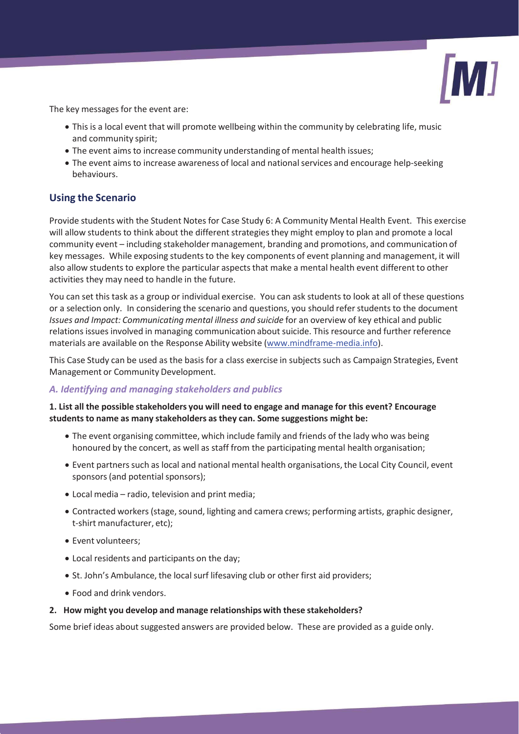The key messages for the event are:

- This is a local event that will promote wellbeing within the community by celebrating life, music and community spirit;
- The event aims to increase community understanding of mental health issues;
- The event aims to increase awareness of local and national services and encourage help-seeking behaviours.

## Using the Scenario

Provide students with the Student Notes for Case Study 6: A Community Mental Health Event. This exercise will allow students to think about the different strategies they might employ to plan and promote a local community event – including stakeholder management, branding and promotions, and communication of key messages. While exposing students to the key components of event planning and management, it will also allow students to explore the particular aspects that make a mental health event different to other activities they may need to handle in the future.

You can set this task as a group or individual exercise. You can ask students to look at all of these questions or a selection only. In considering the scenario and questions, you should refer students to the document *Issues and Impact: Communicating mental illness and suicide* for an overview of key ethical and public relations issues involved in managing communication about suicide. This resource and further reference materials are available on the Response Ability website (www.mindframe-media.info).

This Case Study can be used as the basis for a class exercise in subjects such as Campaign Strategies, Event Management or Community Development.

### *A. Identifying and managing stakeholders and publics*

**1. List all the possible stakeholders you will need to engage and manage for this event? Encourage students to name as many stakeholders as they can. Some suggestions might be:**

- The event organising committee, which include family and friends of the lady who was being honoured by the concert, as well as staff from the participating mental health organisation;
- Event partners such as local and national mental health organisations, the Local City Council, event sponsors (and potential sponsors);
- Local media – radio, television and print media;
- Contracted workers (stage, sound, lighting and camera crews; performing artists, graphic designer, t-shirt manufacturer, etc);
- Event volunteers;
- Local residents and participants on the day;
- St. John's Ambulance, the local surf lifesaving club or other first aid providers;
- Food and drink vendors.

**2. How might you develop and manage relationships with these stakeholders?**

Some brief ideas about suggested answers are provided below. These are provided as a guide only.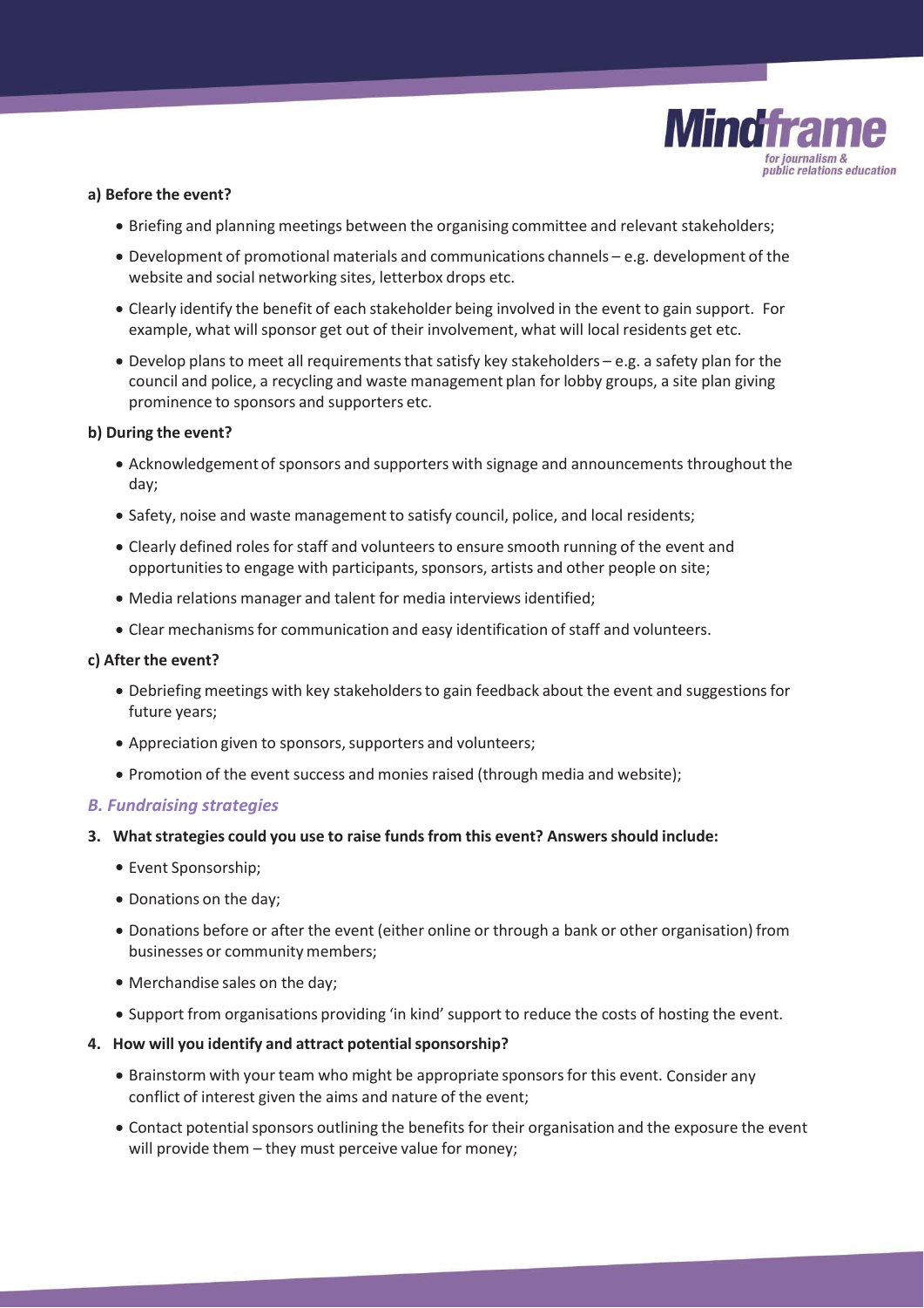**a) Before the event?**

- Briefing and planning meetings between the organising committee and relevant stakeholders;
- Development of promotional materials and communications channels – e.g. development of the website and social networking sites, letterbox drops etc.
- Clearly identify the benefit of each stakeholder being involved in the event to gain support. For example, what will sponsor get out of their involvement, what will local residents get etc.
- Develop plans to meet all requirements that satisfy key stakeholders – e.g. a safety plan for the council and police, a recycling and waste management plan for lobby groups, a site plan giving prominence to sponsors and supporters etc.

**b) During the event?**

- Acknowledgement of sponsors and supporters with signage and announcements throughout the day;
- Safety, noise and waste management to satisfy council, police, and local residents;
- Clearly defined roles for staff and volunteers to ensure smooth running of the event and opportunities to engage with participants, sponsors, artists and other people on site;
- Media relations manager and talent for media interviews identified;
- Clear mechanisms for communication and easy identification of staff and volunteers.

**c) After the event?**

- Debriefing meetings with key stakeholders to gain feedback about the event and suggestions for future years;
- Appreciation given to sponsors, supporters and volunteers;
- Promotion of the event success and monies raised (through media and website);

### *B. Fundraising strategies*

**3. What strategies could you use to raise funds from this event? Answers should include:**

- Event Sponsorship;
- Donations on the day;
- Donations before or after the event (either online or through a bank or other organisation) from businesses or community members;
- Merchandise sales on the day;
- Support from organisations providing 'in kind' support to reduce the costs of hosting the event.

**4. How will you identify and attract potential sponsorship?**

- Brainstorm with your team who might be appropriate sponsors for this event. Consider any conflict of interest given the aims and nature of the event;
- Contact potential sponsors outlining the benefits for their organisation and the exposure the event will provide them – they must perceive value for money;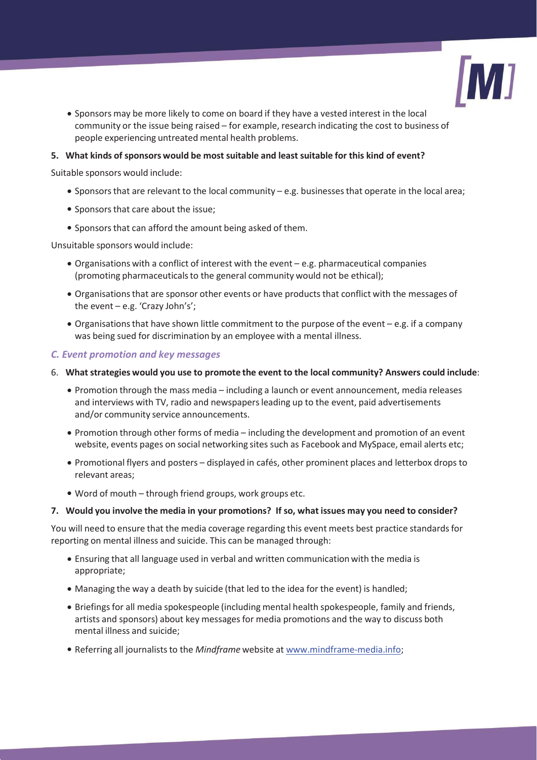- Sponsors may be more likely to come on board if they have a vested interest in the local community or the issue being raised – for example, research indicating the cost to business of people experiencing untreated mental health problems.

**5. What kinds of sponsors would be most suitable and least suitable for this kind of event?**

Suitable sponsors would include:

- Sponsors that are relevant to the local community – e.g. businesses that operate in the local area;
- Sponsors that care about the issue;
- Sponsors that can afford the amount being asked of them.

Unsuitable sponsors would include:

- Organisations with a conflict of interest with the event – e.g. pharmaceutical companies (promoting pharmaceuticals to the general community would not be ethical);
- Organisations that are sponsor other events or have products that conflict with the messages of the event – e.g. 'Crazy John's';
- Organisations that have shown little commitment to the purpose of the event – e.g. if a company was being sued for discrimination by an employee with a mental illness.

### *C. Event promotion and key messages*

6. **What strategies would you use to promote the event to the local community? Answers could include**:

- Promotion through the mass media – including a launch or event announcement, media releases and interviews with TV, radio and newspapers leading up to the event, paid advertisements and/or community service announcements.
- Promotion through other forms of media – including the development and promotion of an event website, events pages on social networking sites such as Facebook and MySpace, email alerts etc;
- Promotional flyers and posters – displayed in cafés, other prominent places and letterbox drops to relevant areas;
- Word of mouth – through friend groups, work groups etc.

**7. Would you involve the media in your promotions? If so, what issues may you need to consider?**

You will need to ensure that the media coverage regarding this event meets best practice standards for reporting on mental illness and suicide. This can be managed through:

- Ensuring that all language used in verbal and written communication with the media is appropriate;
- Managing the way a death by suicide (that led to the idea for the event) is handled;
- Briefings for all media spokespeople (including mental health spokespeople, family and friends, artists and sponsors) about key messages for media promotions and the way to discuss both mental illness and suicide;
- Referring all journalists to the *Mindframe* website at www.mindframe-media.info;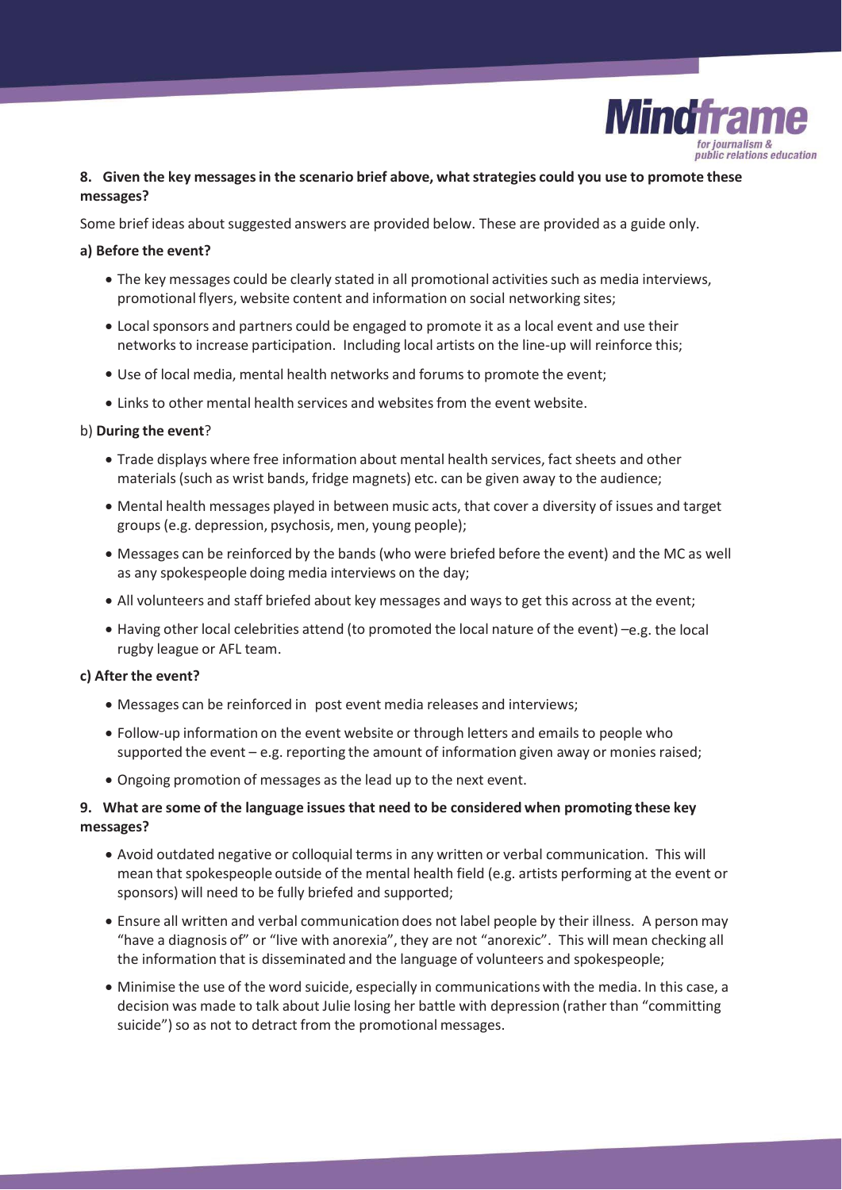**8. Given the key messages in the scenario brief above, what strategies could you use to promote these messages?**

Some brief ideas about suggested answers are provided below. These are provided as a guide only.

**a) Before the event?**

- The key messages could be clearly stated in all promotional activities such as media interviews, promotional flyers, website content and information on social networking sites;
- Local sponsors and partners could be engaged to promote it as a local event and use their networks to increase participation. Including local artists on the line-up will reinforce this;
- Use of local media, mental health networks and forums to promote the event;
- Links to other mental health services and websites from the event website.

b) **During the event**?

- Trade displays where free information about mental health services, fact sheets and other materials (such as wrist bands, fridge magnets) etc. can be given away to the audience;
- Mental health messages played in between music acts, that cover a diversity of issues and target groups (e.g. depression, psychosis, men, young people);
- Messages can be reinforced by the bands (who were briefed before the event) and the MC as well as any spokespeople doing media interviews on the day;
- All volunteers and staff briefed about key messages and ways to get this across at the event;
- Having other local celebrities attend (to promoted the local nature of the event) –e.g. the local rugby league or AFL team.

**c) After the event?**

- Messages can be reinforced in post event media releases and interviews;
- Follow-up information on the event website or through letters and emails to people who supported the event – e.g. reporting the amount of information given away or monies raised;
- Ongoing promotion of messages as the lead up to the next event.

**9. What are some of the language issues that need to be considered when promoting these key messages?**

- Avoid outdated negative or colloquial terms in any written or verbal communication. This will mean that spokespeople outside of the mental health field (e.g. artists performing at the event or sponsors) will need to be fully briefed and supported;
- Ensure all written and verbal communication does not label people by their illness. A person may "have a diagnosis of" or "live with anorexia", they are not "anorexic". This will mean checking all the information that is disseminated and the language of volunteers and spokespeople;
- Minimise the use of the word suicide, especially in communications with the media. In this case, a decision was made to talk about Julie losing her battle with depression (rather than "committing suicide") so as not to detract from the promotional messages.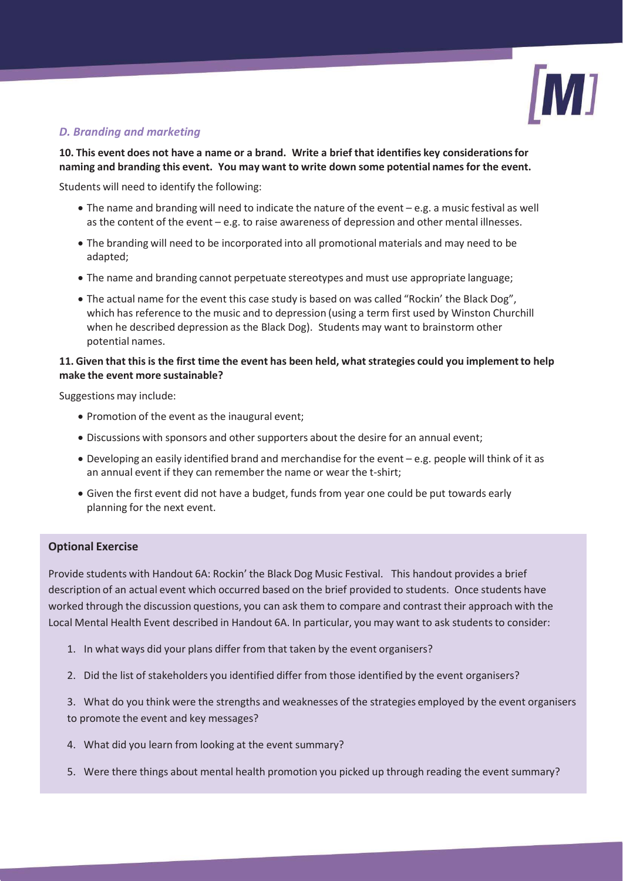### *D. Branding and marketing*

**10. This event does not have a name or a brand. Write a brief that identifies key considerations for naming and branding this event. You may want to write down some potential names for the event.**

Students will need to identify the following:

- The name and branding will need to indicate the nature of the event – e.g. a music festival as well as the content of the event – e.g. to raise awareness of depression and other mental illnesses.
- The branding will need to be incorporated into all promotional materials and may need to be adapted;
- The name and branding cannot perpetuate stereotypes and must use appropriate language;
- The actual name for the event this case study is based on was called "Rockin' the Black Dog", which has reference to the music and to depression (using a term first used by Winston Churchill when he described depression as the Black Dog). Students may want to brainstorm other potential names.

**11. Given that this is the first time the event has been held, what strategies could you implement to help make the event more sustainable?**

Suggestions may include:

- Promotion of the event as the inaugural event;
- Discussions with sponsors and other supporters about the desire for an annual event;
- Developing an easily identified brand and merchandise for the event – e.g. people will think of it as an annual event if they can remember the name or wear the t-shirt;
- Given the first event did not have a budget, funds from year one could be put towards early planning for the next event.

**Optional Exercise**

Provide students with Handout 6A: Rockin' the Black Dog Music Festival. This handout provides a brief description of an actual event which occurred based on the brief provided to students. Once students have worked through the discussion questions, you can ask them to compare and contrast their approach with the Local Mental Health Event described in Handout 6A. In particular, you may want to ask students to consider:

1. In what ways did your plans differ from that taken by the event organisers?
2. Did the list of stakeholders you identified differ from those identified by the event organisers?
3. What do you think were the strengths and weaknesses of the strategies employed by the event organisers to promote the event and key messages?
4. What did you learn from looking at the event summary?
5. Were there things about mental health promotion you picked up through reading the event summary?